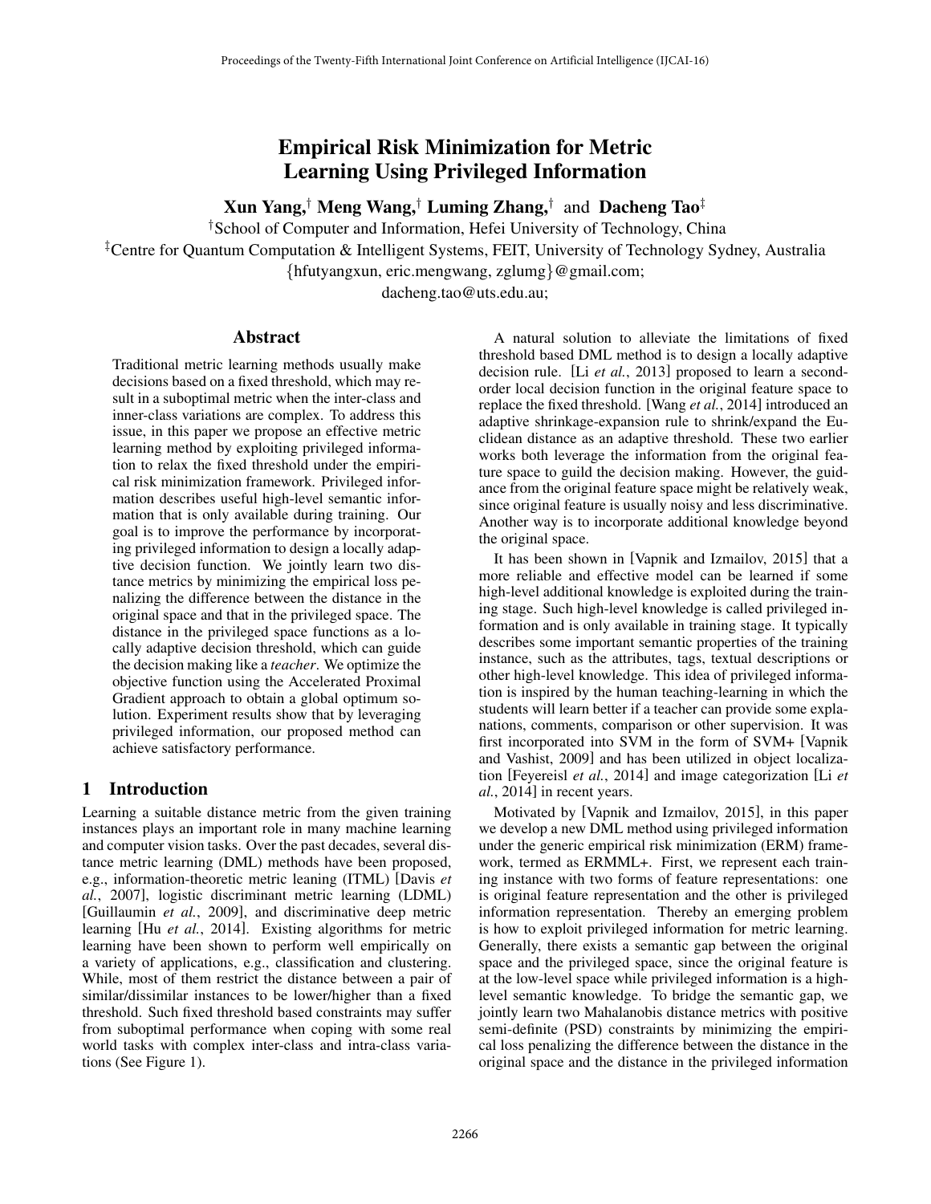# Empirical Risk Minimization for Metric Learning Using Privileged Information

**Xun Yang,[†] Meng Wang,[†] Luming Zhang,[†] and Dacheng Tao[‡]**

[†]School of Computer and Information, Hefei University of Technology, China

[‡]Centre for Quantum Computation & Intelligent Systems, FEIT, University of Technology Sydney, Australia

{hfutyangxun, eric.mengwang, zglumg}@gmail.com;

dacheng.tao@uts.edu.au;

## Abstract

Traditional metric learning methods usually make decisions based on a fixed threshold, which may result in a suboptimal metric when the inter-class and inner-class variations are complex. To address this issue, in this paper we propose an effective metric learning method by exploiting privileged information to relax the fixed threshold under the empirical risk minimization framework. Privileged information describes useful high-level semantic information that is only available during training. Our goal is to improve the performance by incorporating privileged information to design a locally adaptive decision function. We jointly learn two distance metrics by minimizing the empirical loss penalizing the difference between the distance in the original space and that in the privileged space. The distance in the privileged space functions as a locally adaptive decision threshold, which can guide the decision making like a *teacher*. We optimize the objective function using the Accelerated Proximal Gradient approach to obtain a global optimum solution. Experiment results show that by leveraging privileged information, our proposed method can achieve satisfactory performance.

## 1 Introduction

Learning a suitable distance metric from the given training instances plays an important role in many machine learning and computer vision tasks. Over the past decades, several distance metric learning (DML) methods have been proposed, e.g., information-theoretic metric leaning (ITML) [Davis *et al.*, 2007], logistic discriminant metric learning (LDML) [Guillaumin *et al.*, 2009], and discriminative deep metric learning [Hu *et al.*, 2014]. Existing algorithms for metric learning have been shown to perform well empirically on a variety of applications, e.g., classification and clustering. While, most of them restrict the distance between a pair of similar/dissimilar instances to be lower/higher than a fixed threshold. Such fixed threshold based constraints may suffer from suboptimal performance when coping with some real world tasks with complex inter-class and intra-class variations (See Figure 1).

A natural solution to alleviate the limitations of fixed threshold based DML method is to design a locally adaptive decision rule. [Li *et al.*, 2013] proposed to learn a second-order local decision function in the original feature space to replace the fixed threshold. [Wang *et al.*, 2014] introduced an adaptive shrinkage-expansion rule to shrink/expand the Euclidean distance as an adaptive threshold. These two earlier works both leverage the information from the original feature space to guild the decision making. However, the guidance from the original feature space might be relatively weak, since original feature is usually noisy and less discriminative. Another way is to incorporate additional knowledge beyond the original space.

It has been shown in [Vapnik and Izmailov, 2015] that a more reliable and effective model can be learned if some high-level additional knowledge is exploited during the training stage. Such high-level knowledge is called privileged information and is only available in training stage. It typically describes some important semantic properties of the training instance, such as the attributes, tags, textual descriptions or other high-level knowledge. This idea of privileged information is inspired by the human teaching-learning in which the students will learn better if a teacher can provide some explanations, comments, comparison or other supervision. It was first incorporated into SVM in the form of SVM+ [Vapnik and Vashist, 2009] and has been utilized in object localization [Feyereisl *et al.*, 2014] and image categorization [Li *et al.*, 2014] in recent years.

Motivated by [Vapnik and Izmailov, 2015], in this paper we develop a new DML method using privileged information under the generic empirical risk minimization (ERM) framework, termed as ERMML+. First, we represent each training instance with two forms of feature representations: one is original feature representation and the other is privileged information representation. Thereby an emerging problem is how to exploit privileged information for metric learning. Generally, there exists a semantic gap between the original space and the privileged space, since the original feature is at the low-level space while privileged information is a high-level semantic knowledge. To bridge the semantic gap, we jointly learn two Mahalanobis distance metrics with positive semi-definite (PSD) constraints by minimizing the empirical loss penalizing the difference between the distance in the original space and the distance in the privileged information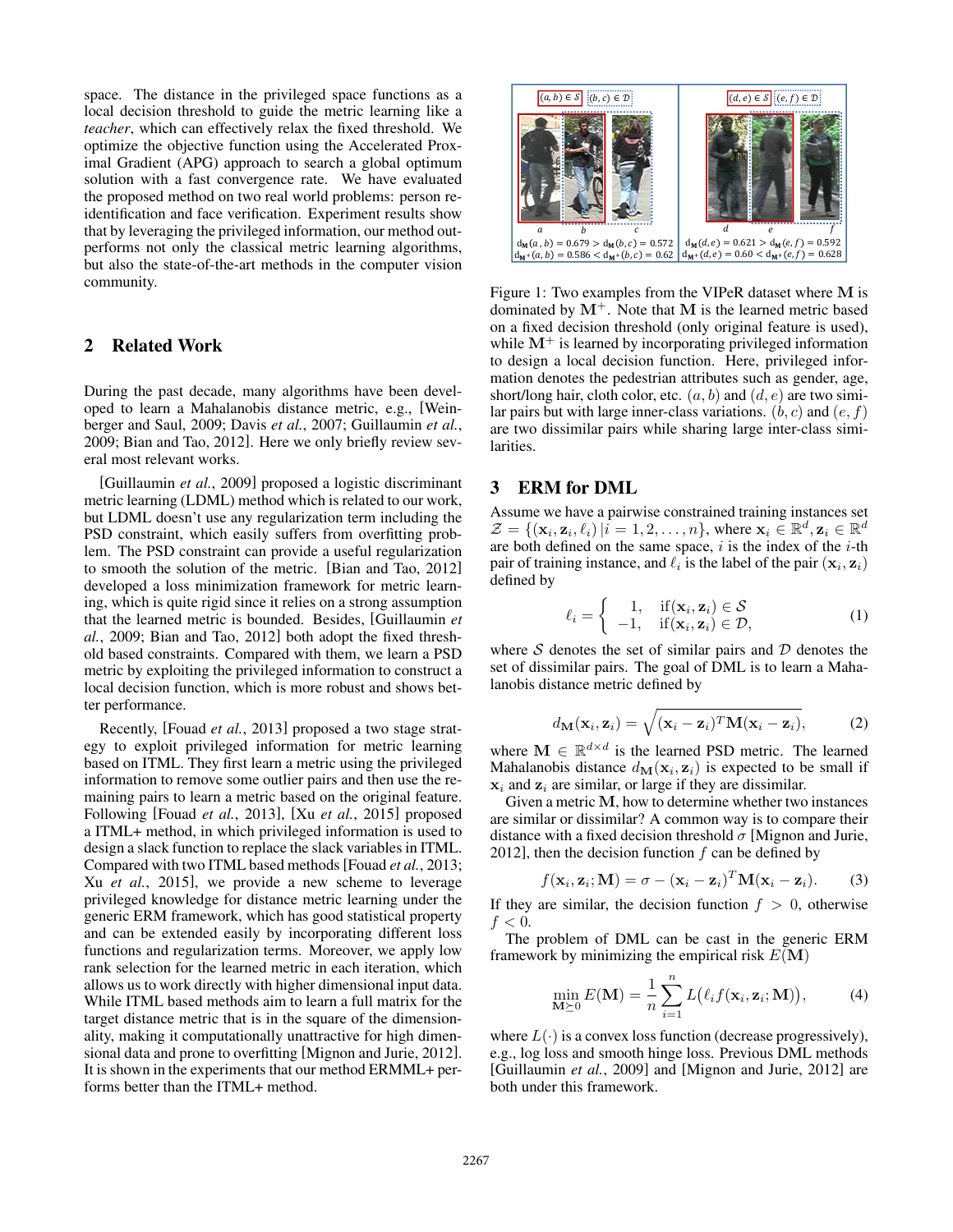space. The distance in the privileged space functions as a local decision threshold to guide the metric learning like a *teacher*, which can effectively relax the fixed threshold. We optimize the objective function using the Accelerated Proximal Gradient (APG) approach to search a global optimum solution with a fast convergence rate. We have evaluated the proposed method on two real world problems: person re-identification and face verification. Experiment results show that by leveraging the privileged information, our method outperforms not only the classical metric learning algorithms, but also the state-of-the-art methods in the computer vision community.

## 2 Related Work

During the past decade, many algorithms have been developed to learn a Mahalanobis distance metric, e.g., [Weinberger and Saul, 2009; Davis *et al.*, 2007; Guillaumin *et al.*, 2009; Bian and Tao, 2012]. Here we only briefly review several most relevant works.

[Guillaumin *et al.*, 2009] proposed a logistic discriminant metric learning (LDML) method which is related to our work, but LDML doesn't use any regularization term including the PSD constraint, which easily suffers from overfitting problem. The PSD constraint can provide a useful regularization to smooth the solution of the metric. [Bian and Tao, 2012] developed a loss minimization framework for metric learning, which is quite rigid since it relies on a strong assumption that the learned metric is bounded. Besides, [Guillaumin *et al.*, 2009; Bian and Tao, 2012] both adopt the fixed threshold based constraints. Compared with them, we learn a PSD metric by exploiting the privileged information to construct a local decision function, which is more robust and shows better performance.

Recently, [Fouad *et al.*, 2013] proposed a two stage strategy to exploit privileged information for metric learning based on ITML. They first learn a metric using the privileged information to remove some outlier pairs and then use the remaining pairs to learn a metric based on the original feature. Following [Fouad *et al.*, 2013], [Xu *et al.*, 2015] proposed a ITML+ method, in which privileged information is used to design a slack function to replace the slack variables in ITML. Compared with two ITML based methods [Fouad *et al.*, 2013; Xu *et al.*, 2015], we provide a new scheme to leverage privileged knowledge for distance metric learning under the generic ERM framework, which has good statistical property and can be extended easily by incorporating different loss functions and regularization terms. Moreover, we apply low rank selection for the learned metric in each iteration, which allows us to work directly with higher dimensional input data. While ITML based methods aim to learn a full matrix for the target distance metric that is in the square of the dimensionality, making it computationally unattractive for high dimensional data and prone to overfitting [Mignon and Jurie, 2012]. It is shown in the experiments that our method ERMML+ performs better than the ITML+ method.

$(a,b) \in \mathcal{S}$ $(b,c) \in \mathcal{D}$ $(d,e) \in \mathcal{S}$ $(e,f) \in \mathcal{D}$

$d_{\mathbf{M}}(a,b) = 0.679 > d_{\mathbf{M}}(b,c) = 0.572$ | $d_{\mathbf{M}}(d,e) = 0.621 > d_{\mathbf{M}}(e,f) = 0.592$

$d_{\mathbf{M}^+}(a,b) = 0.586 < d_{\mathbf{M}^+}(b,c) = 0.62$ | $d_{\mathbf{M}^+}(d,e) = 0.60 < d_{\mathbf{M}^+}(e,f) = 0.628$

Figure 1: Two examples from the VIPeR dataset where $\mathbf{M}$ is dominated by $\mathbf{M}^+$. Note that $\mathbf{M}$ is the learned metric based on a fixed decision threshold (only original feature is used), while $\mathbf{M}^+$ is learned by incorporating privileged information to design a local decision function. Here, privileged information denotes the pedestrian attributes such as gender, age, short/long hair, cloth color, etc. $(a, b)$ and $(d, e)$ are two similar pairs but with large inner-class variations. $(b, c)$ and $(e, f)$ are two dissimilar pairs while sharing large inter-class similarities.

## 3 ERM for DML

Assume we have a pairwise constrained training instances set $\mathcal{Z} = \{(\mathbf{x}_i, \mathbf{z}_i, \ell_i) \,|i = 1, 2, \ldots, n\}$, where $\mathbf{x}_i \in \mathbb{R}^d, \mathbf{z}_i \in \mathbb{R}^d$ are both defined on the same space, $i$ is the index of the $i$-th pair of training instance, and $\ell_i$ is the label of the pair $(\mathbf{x}_i, \mathbf{z}_i)$ defined by

$$\ell_i = \begin{cases} \;\;1, & \text{if}(\mathbf{x}_i, \mathbf{z}_i) \in \mathcal{S} \\ -1, & \text{if}(\mathbf{x}_i, \mathbf{z}_i) \in \mathcal{D}, \end{cases} \tag{1}$$

where $\mathcal{S}$ denotes the set of similar pairs and $\mathcal{D}$ denotes the set of dissimilar pairs. The goal of DML is to learn a Mahalanobis distance metric defined by

$$d_{\mathbf{M}}(\mathbf{x}_i, \mathbf{z}_i) = \sqrt{(\mathbf{x}_i - \mathbf{z}_i)^T \mathbf{M} (\mathbf{x}_i - \mathbf{z}_i)}, \tag{2}$$

where $\mathbf{M} \in \mathbb{R}^{d \times d}$ is the learned PSD metric. The learned Mahalanobis distance $d_{\mathbf{M}}(\mathbf{x}_i, \mathbf{z}_i)$ is expected to be small if $\mathbf{x}_i$ and $\mathbf{z}_i$ are similar, or large if they are dissimilar.

Given a metric $\mathbf{M}$, how to determine whether two instances are similar or dissimilar? A common way is to compare their distance with a fixed decision threshold $\sigma$ [Mignon and Jurie, 2012], then the decision function $f$ can be defined by

$$f(\mathbf{x}_i, \mathbf{z}_i; \mathbf{M}) = \sigma - (\mathbf{x}_i - \mathbf{z}_i)^T \mathbf{M} (\mathbf{x}_i - \mathbf{z}_i). \tag{3}$$

If they are similar, the decision function $f > 0$, otherwise $f < 0$.

The problem of DML can be cast in the generic ERM framework by minimizing the empirical risk $E(\mathbf{M})$

$$\min_{\mathbf{M} \succeq 0} E(\mathbf{M}) = \frac{1}{n} \sum_{i=1}^{n} L\big(\ell_i f(\mathbf{x}_i, \mathbf{z}_i; \mathbf{M})\big), \tag{4}$$

where $L(\cdot)$ is a convex loss function (decrease progressively), e.g., log loss and smooth hinge loss. Previous DML methods [Guillaumin *et al.*, 2009] and [Mignon and Jurie, 2012] are both under this framework.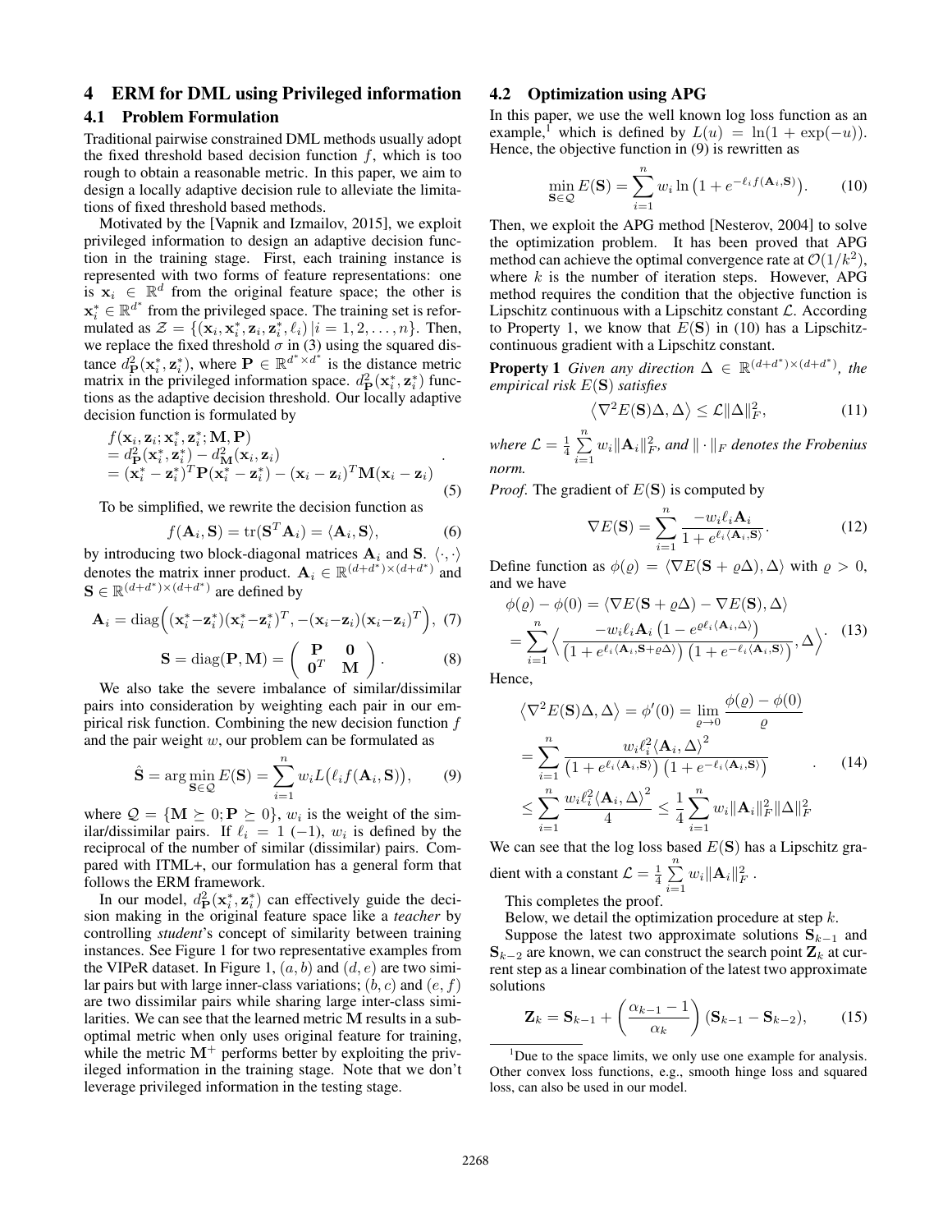## 4 ERM for DML using Privileged information

### 4.1 Problem Formulation

Traditional pairwise constrained DML methods usually adopt the fixed threshold based decision function $f$, which is too rough to obtain a reasonable metric. In this paper, we aim to design a locally adaptive decision rule to alleviate the limitations of fixed threshold based methods.

Motivated by the [Vapnik and Izmailov, 2015], we exploit privileged information to design an adaptive decision function in the training stage. First, each training instance is represented with two forms of feature representations: one is $\mathbf{x}_i \in \mathbb{R}^d$ from the original feature space; the other is $\mathbf{x}_i^* \in \mathbb{R}^{d^*}$ from the privileged space. The training set is reformulated as $\mathcal{Z} = \{(\mathbf{x}_i, \mathbf{x}_i^*, \mathbf{z}_i, \mathbf{z}_i^*, \ell_i) \,|\, i = 1, 2, \ldots, n\}$. Then, we replace the fixed threshold $\sigma$ in (3) using the squared distance $d^2_{\mathbf{P}}(\mathbf{x}_i^*, \mathbf{z}_i^*)$, where $\mathbf{P} \in \mathbb{R}^{d^* \times d^*}$ is the distance metric matrix in the privileged information space. $d^2_{\mathbf{P}}(\mathbf{x}_i^*, \mathbf{z}_i^*)$ functions as the adaptive decision threshold. Our locally adaptive decision function is formulated by

$$
\begin{aligned}
& f(\mathbf{x}_i, \mathbf{z}_i; \mathbf{x}_i^*, \mathbf{z}_i^*; \mathbf{M}, \mathbf{P}) \\
& = d^2_{\mathbf{P}}(\mathbf{x}_i^*, \mathbf{z}_i^*) - d^2_{\mathbf{M}}(\mathbf{x}_i, \mathbf{z}_i) \\
& = (\mathbf{x}_i^* - \mathbf{z}_i^*)^T \mathbf{P} (\mathbf{x}_i^* - \mathbf{z}_i^*) - (\mathbf{x}_i - \mathbf{z}_i)^T \mathbf{M} (\mathbf{x}_i - \mathbf{z}_i)
\end{aligned}
\quad (5)
$$

To be simplified, we rewrite the decision function as

$$
f(\mathbf{A}_i, \mathbf{S}) = \mathrm{tr}(\mathbf{S}^T \mathbf{A}_i) = \langle \mathbf{A}_i, \mathbf{S} \rangle, \quad (6)
$$

by introducing two block-diagonal matrices $\mathbf{A}_i$ and $\mathbf{S}$. $\langle \cdot, \cdot \rangle$ denotes the matrix inner product. $\mathbf{A}_i \in \mathbb{R}^{(d+d^*) \times (d+d^*)}$ and $\mathbf{S} \in \mathbb{R}^{(d+d^*) \times (d+d^*)}$ are defined by

$$
\mathbf{A}_i = \mathrm{diag}\Big( (\mathbf{x}_i^* - \mathbf{z}_i^*)(\mathbf{x}_i^* - \mathbf{z}_i^*)^T, -(\mathbf{x}_i - \mathbf{z}_i)(\mathbf{x}_i - \mathbf{z}_i)^T \Big), \quad (7)
$$

$$
\mathbf{S} = \mathrm{diag}(\mathbf{P}, \mathbf{M}) = \begin{pmatrix} \mathbf{P} & \mathbf{0} \\ \mathbf{0}^T & \mathbf{M} \end{pmatrix}. \quad (8)
$$

We also take the severe imbalance of similar/dissimilar pairs into consideration by weighting each pair in our empirical risk function. Combining the new decision function $f$ and the pair weight $w$, our problem can be formulated as

$$
\hat{\mathbf{S}} = \arg\min_{\mathbf{S} \in \mathcal{Q}} E(\mathbf{S}) = \sum_{i=1}^{n} w_i L\big(\ell_i f(\mathbf{A}_i, \mathbf{S})\big), \quad (9)
$$

where $\mathcal{Q} = \{\mathbf{M} \succeq 0; \mathbf{P} \succeq 0\}$, $w_i$ is the weight of the similar/dissimilar pairs. If $\ell_i = 1$ $(-1)$, $w_i$ is defined by the reciprocal of the number of similar (dissimilar) pairs. Compared with ITML+, our formulation has a general form that follows the ERM framework.

In our model, $d^2_{\mathbf{P}}(\mathbf{x}_i^*, \mathbf{z}_i^*)$ can effectively guide the decision making in the original feature space like a *teacher* by controlling *student*'s concept of similarity between training instances. See Figure 1 for two representative examples from the VIPeR dataset. In Figure 1, $(a, b)$ and $(d, e)$ are two similar pairs but with large inner-class variations; $(b, c)$ and $(e, f)$ are two dissimilar pairs while sharing large inter-class similarities. We can see that the learned metric $\mathbf{M}$ results in a suboptimal metric when only uses original feature for training, while the metric $\mathbf{M}^+$ performs better by exploiting the privileged information in the training stage. Note that we don't leverage privileged information in the testing stage.

### 4.2 Optimization using APG

In this paper, we use the well known log loss function as an example,[1] which is defined by $L(u) = \ln(1 + \exp(-u))$. Hence, the objective function in (9) is rewritten as

$$
\min_{\mathbf{S} \in \mathcal{Q}} E(\mathbf{S}) = \sum_{i=1}^{n} w_i \ln\big(1 + e^{-\ell_i f(\mathbf{A}_i, \mathbf{S})}\big). \quad (10)
$$

Then, we exploit the APG method [Nesterov, 2004] to solve the optimization problem. It has been proved that APG method can achieve the optimal convergence rate at $\mathcal{O}(1/k^2)$, where $k$ is the number of iteration steps. However, APG method requires the condition that the objective function is Lipschitz continuous with a Lipschitz constant $\mathcal{L}$. According to Property 1, we know that $E(\mathbf{S})$ in (10) has a Lipschitz-continuous gradient with a Lipschitz constant.

**Property 1** *Given any direction $\Delta \in \mathbb{R}^{(d+d^*) \times (d+d^*)}$, the empirical risk $E(\mathbf{S})$ satisfies*

$$
\big\langle \nabla^2 E(\mathbf{S}) \Delta, \Delta \big\rangle \le \mathcal{L} \|\Delta\|_F^2, \quad (11)
$$

*where $\mathcal{L} = \frac{1}{4} \sum_{i=1}^{n} w_i \|\mathbf{A}_i\|_F^2$, and $\|\cdot\|_F$ denotes the Frobenius norm.*

*Proof.* The gradient of $E(\mathbf{S})$ is computed by

$$
\nabla E(\mathbf{S}) = \sum_{i=1}^{n} \frac{-w_i \ell_i \mathbf{A}_i}{1 + e^{\ell_i \langle \mathbf{A}_i, \mathbf{S} \rangle}}. \quad (12)
$$

Define function as $\phi(\varrho) = \langle \nabla E(\mathbf{S} + \varrho \Delta), \Delta \rangle$ with $\varrho > 0$, and we have

$$
\begin{aligned}
& \phi(\varrho) - \phi(0) = \langle \nabla E(\mathbf{S} + \varrho \Delta) - \nabla E(\mathbf{S}), \Delta \rangle \\
& = \sum_{i=1}^{n} \Big\langle \frac{-w_i \ell_i \mathbf{A}_i \left(1 - e^{\varrho \ell_i \langle \mathbf{A}_i, \Delta \rangle}\right)}{\left(1 + e^{\ell_i \langle \mathbf{A}_i, \mathbf{S} + \varrho \Delta \rangle}\right)\left(1 + e^{-\ell_i \langle \mathbf{A}_i, \mathbf{S} \rangle}\right)}, \Delta \Big\rangle.
\end{aligned}
\quad (13)
$$

Hence,

$$
\begin{aligned}
& \big\langle \nabla^2 E(\mathbf{S}) \Delta, \Delta \big\rangle = \phi'(0) = \lim_{\varrho \to 0} \frac{\phi(\varrho) - \phi(0)}{\varrho} \\
& = \sum_{i=1}^{n} \frac{w_i \ell_i^2 \langle \mathbf{A}_i, \Delta \rangle^2}{\left(1 + e^{\ell_i \langle \mathbf{A}_i, \mathbf{S} \rangle}\right)\left(1 + e^{-\ell_i \langle \mathbf{A}_i, \mathbf{S} \rangle}\right)} \\
& \le \sum_{i=1}^{n} \frac{w_i \ell_i^2 \langle \mathbf{A}_i, \Delta \rangle^2}{4} \le \frac{1}{4} \sum_{i=1}^{n} w_i \|\mathbf{A}_i\|_F^2 \|\Delta\|_F^2
\end{aligned}
\quad (14)
$$

We can see that the log loss based $E(\mathbf{S})$ has a Lipschitz gradient with a constant $\mathcal{L} = \frac{1}{4} \sum_{i=1}^{n} w_i \|\mathbf{A}_i\|_F^2$.

This completes the proof.

Below, we detail the optimization procedure at step $k$.

Suppose the latest two approximate solutions $\mathbf{S}_{k-1}$ and $\mathbf{S}_{k-2}$ are known, we can construct the search point $\mathbf{Z}_k$ at current step as a linear combination of the latest two approximate solutions

$$
\mathbf{Z}_k = \mathbf{S}_{k-1} + \left( \frac{\alpha_{k-1} - 1}{\alpha_k} \right) (\mathbf{S}_{k-1} - \mathbf{S}_{k-2}), \quad (15)
$$

[1] Due to the space limits, we only use one example for analysis. Other convex loss functions, e.g., smooth hinge loss and squared loss, can also be used in our model.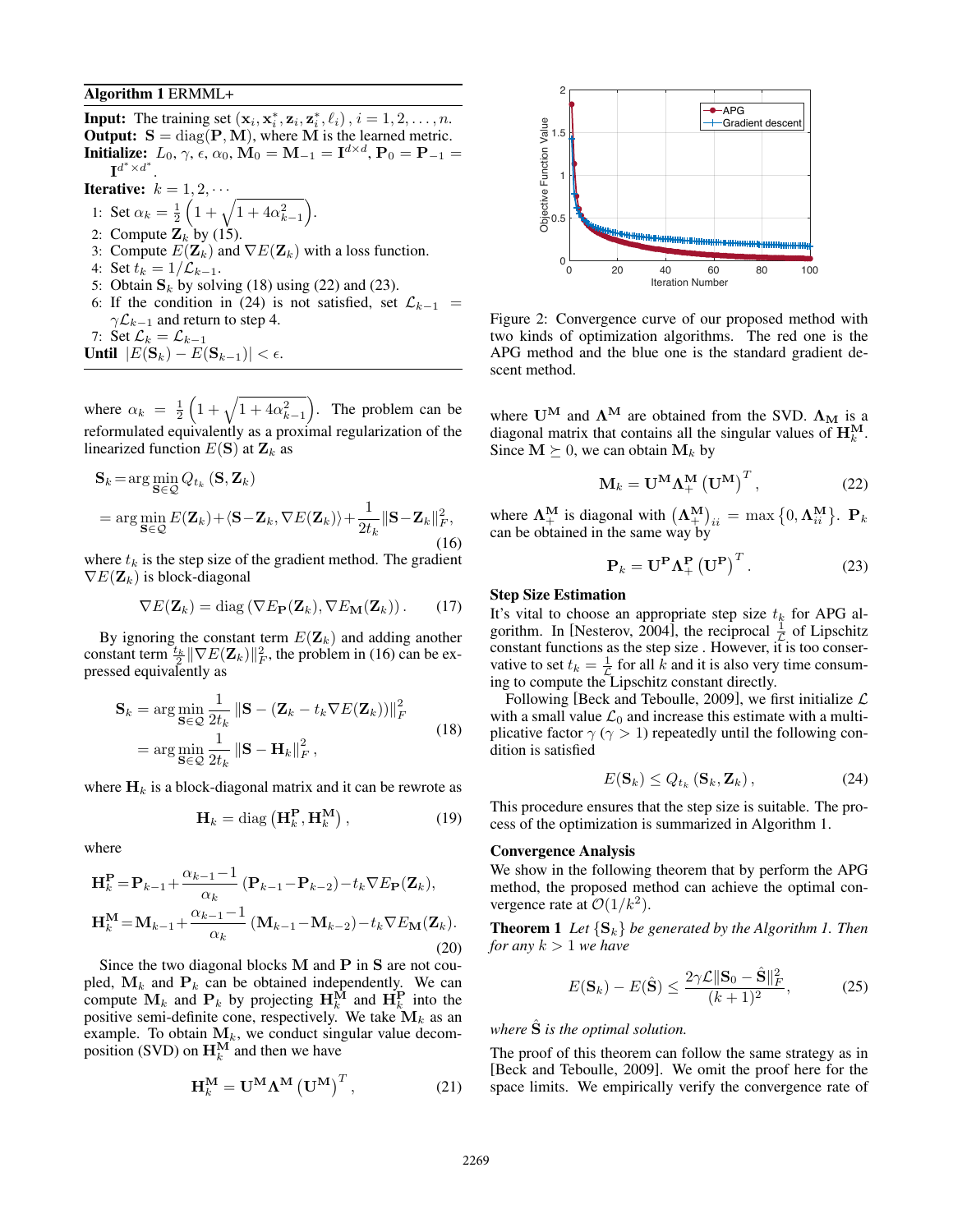**Algorithm 1** ERMML+

**Input:** The training set $(\mathbf{x}_i, \mathbf{x}_i^*, \mathbf{z}_i, \mathbf{z}_i^*, \ell_i)$, $i = 1, 2, \ldots, n$.
**Output:** $\mathbf{S} = \mathrm{diag}(\mathbf{P}, \mathbf{M})$, where $\mathbf{M}$ is the learned metric.
**Initialize:** $L_0$, $\gamma$, $\epsilon$, $\alpha_0$, $\mathbf{M}_0 = \mathbf{M}_{-1} = \mathbf{I}^{d \times d}$, $\mathbf{P}_0 = \mathbf{P}_{-1} = \mathbf{I}^{d^* \times d^*}$.
**Iterative:** $k = 1, 2, \cdots$

1: Set $\alpha_k = \frac{1}{2}\left(1 + \sqrt{1 + 4\alpha_{k-1}^2}\right)$.
2: Compute $\mathbf{Z}_k$ by (15).
3: Compute $E(\mathbf{Z}_k)$ and $\nabla E(\mathbf{Z}_k)$ with a loss function.
4: Set $t_k = 1/\mathcal{L}_{k-1}$.
5: Obtain $\mathbf{S}_k$ by solving (18) using (22) and (23).
6: If the condition in (24) is not satisfied, set $\mathcal{L}_{k-1} = \gamma \mathcal{L}_{k-1}$ and return to step 4.
7: Set $\mathcal{L}_k = \mathcal{L}_{k-1}$

**Until** $|E(\mathbf{S}_k) - E(\mathbf{S}_{k-1})| < \epsilon$.

where $\alpha_k = \frac{1}{2}\left(1 + \sqrt{1 + 4\alpha_{k-1}^2}\right)$. The problem can be reformulated equivalently as a proximal regularization of the linearized function $E(\mathbf{S})$ at $\mathbf{Z}_k$ as

$$
\begin{aligned}
\mathbf{S}_k &= \arg\min_{\mathbf{S} \in \mathcal{Q}} Q_{t_k}(\mathbf{S}, \mathbf{Z}_k) \\
&= \arg\min_{\mathbf{S} \in \mathcal{Q}} E(\mathbf{Z}_k) + \langle \mathbf{S} - \mathbf{Z}_k, \nabla E(\mathbf{Z}_k) \rangle + \frac{1}{2t_k} \|\mathbf{S} - \mathbf{Z}_k\|_F^2,
\end{aligned} \tag{16}
$$

where $t_k$ is the step size of the gradient method. The gradient $\nabla E(\mathbf{Z}_k)$ is block-diagonal

$$
\nabla E(\mathbf{Z}_k) = \mathrm{diag}\left(\nabla E_{\mathbf{P}}(\mathbf{Z}_k), \nabla E_{\mathbf{M}}(\mathbf{Z}_k)\right). \tag{17}
$$

By ignoring the constant term $E(\mathbf{Z}_k)$ and adding another constant term $\frac{t_k}{2}\|\nabla E(\mathbf{Z}_k)\|_F^2$, the problem in (16) can be expressed equivalently as

$$
\begin{aligned}
\mathbf{S}_k &= \arg\min_{\mathbf{S} \in \mathcal{Q}} \frac{1}{2t_k} \left\| \mathbf{S} - (\mathbf{Z}_k - t_k \nabla E(\mathbf{Z}_k)) \right\|_F^2 \\
&= \arg\min_{\mathbf{S} \in \mathcal{Q}} \frac{1}{2t_k} \|\mathbf{S} - \mathbf{H}_k\|_F^2,
\end{aligned} \tag{18}
$$

where $\mathbf{H}_k$ is a block-diagonal matrix and it can be rewrote as

$$
\mathbf{H}_k = \mathrm{diag}\left(\mathbf{H}_k^{\mathbf{P}}, \mathbf{H}_k^{\mathbf{M}}\right), \tag{19}
$$

where

$$
\begin{aligned}
\mathbf{H}_k^{\mathbf{P}} &= \mathbf{P}_{k-1} + \frac{\alpha_{k-1} - 1}{\alpha_k} (\mathbf{P}_{k-1} - \mathbf{P}_{k-2}) - t_k \nabla E_{\mathbf{P}}(\mathbf{Z}_k), \\
\mathbf{H}_k^{\mathbf{M}} &= \mathbf{M}_{k-1} + \frac{\alpha_{k-1} - 1}{\alpha_k} (\mathbf{M}_{k-1} - \mathbf{M}_{k-2}) - t_k \nabla E_{\mathbf{M}}(\mathbf{Z}_k).
\end{aligned} \tag{20}
$$

Since the two diagonal blocks $\mathbf{M}$ and $\mathbf{P}$ in $\mathbf{S}$ are not coupled, $\mathbf{M}_k$ and $\mathbf{P}_k$ can be obtained independently. We can compute $\mathbf{M}_k$ and $\mathbf{P}_k$ by projecting $\mathbf{H}_k^{\mathbf{M}}$ and $\mathbf{H}_k^{\mathbf{P}}$ into the positive semi-definite cone, respectively. We take $\mathbf{M}_k$ as an example. To obtain $\mathbf{M}_k$, we conduct singular value decomposition (SVD) on $\mathbf{H}_k^{\mathbf{M}}$ and then we have

$$
\mathbf{H}_k^{\mathbf{M}} = \mathbf{U}^{\mathbf{M}} \mathbf{\Lambda}^{\mathbf{M}} \left(\mathbf{U}^{\mathbf{M}}\right)^T, \tag{21}
$$

Figure 2: Convergence curve of our proposed method with two kinds of optimization algorithms. The red one is the APG method and the blue one is the standard gradient descent method.

where $\mathbf{U}^{\mathbf{M}}$ and $\mathbf{\Lambda}^{\mathbf{M}}$ are obtained from the SVD. $\mathbf{\Lambda}_{\mathbf{M}}$ is a diagonal matrix that contains all the singular values of $\mathbf{H}_k^{\mathbf{M}}$. Since $\mathbf{M} \succeq 0$, we can obtain $\mathbf{M}_k$ by

$$
\mathbf{M}_k = \mathbf{U}^{\mathbf{M}} \mathbf{\Lambda}_+^{\mathbf{M}} \left(\mathbf{U}^{\mathbf{M}}\right)^T, \tag{22}
$$

where $\mathbf{\Lambda}_+^{\mathbf{M}}$ is diagonal with $\left(\mathbf{\Lambda}_+^{\mathbf{M}}\right)_{ii} = \max\left\{0, \mathbf{\Lambda}_{ii}^{\mathbf{M}}\right\}$. $\mathbf{P}_k$ can be obtained in the same way by

$$
\mathbf{P}_k = \mathbf{U}^{\mathbf{P}} \mathbf{\Lambda}_+^{\mathbf{P}} \left(\mathbf{U}^{\mathbf{P}}\right)^T. \tag{23}
$$

### Step Size Estimation

It's vital to choose an appropriate step size $t_k$ for APG algorithm. In [Nesterov, 2004], the reciprocal $\frac{1}{\mathcal{L}}$ of Lipschitz constant functions as the step size . However, it is too conservative to set $t_k = \frac{1}{\mathcal{L}}$ for all $k$ and it is also very time consuming to compute the Lipschitz constant directly.

Following [Beck and Teboulle, 2009], we first initialize $\mathcal{L}$ with a small value $\mathcal{L}_0$ and increase this estimate with a multiplicative factor $\gamma$ ($\gamma > 1$) repeatedly until the following condition is satisfied

$$
E(\mathbf{S}_k) \leq Q_{t_k}(\mathbf{S}_k, \mathbf{Z}_k), \tag{24}
$$

This procedure ensures that the step size is suitable. The process of the optimization is summarized in Algorithm 1.

### Convergence Analysis

We show in the following theorem that by perform the APG method, the proposed method can achieve the optimal convergence rate at $\mathcal{O}(1/k^2)$.

**Theorem 1** *Let $\{\mathbf{S}_k\}$ be generated by the Algorithm 1. Then for any $k > 1$ we have*

$$
E(\mathbf{S}_k) - E(\hat{\mathbf{S}}) \leq \frac{2\gamma \mathcal{L} \|\mathbf{S}_0 - \hat{\mathbf{S}}\|_F^2}{(k+1)^2}, \tag{25}
$$

*where $\hat{\mathbf{S}}$ is the optimal solution.*

The proof of this theorem can follow the same strategy as in [Beck and Teboulle, 2009]. We omit the proof here for the space limits. We empirically verify the convergence rate of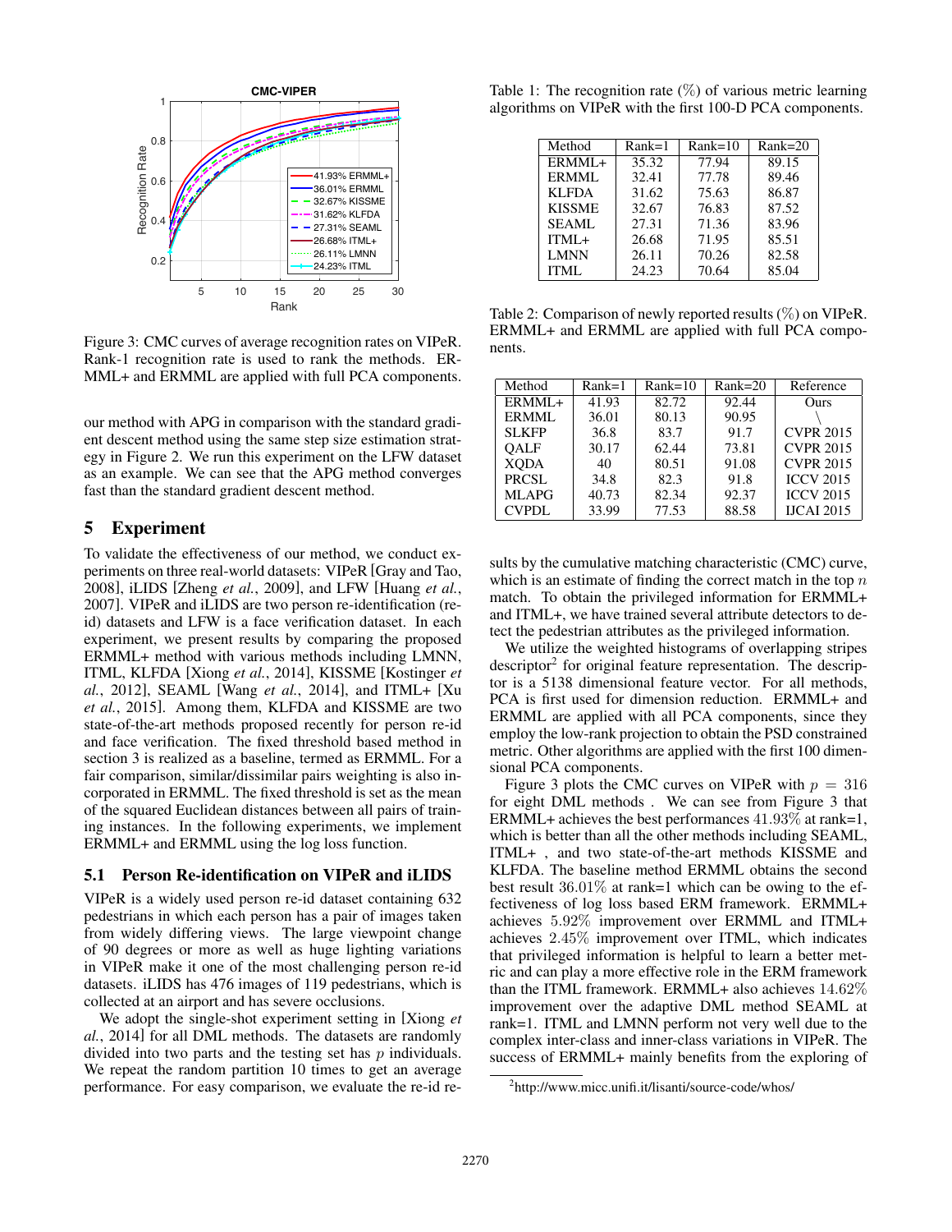Figure 3: CMC curves of average recognition rates on VIPeR. Rank-1 recognition rate is used to rank the methods. ERMML+ and ERMML are applied with full PCA components.

our method with APG in comparison with the standard gradient descent method using the same step size estimation strategy in Figure 2. We run this experiment on the LFW dataset as an example. We can see that the APG method converges fast than the standard gradient descent method.

## 5 Experiment

To validate the effectiveness of our method, we conduct experiments on three real-world datasets: VIPeR [Gray and Tao, 2008], iLIDS [Zheng *et al.*, 2009], and LFW [Huang *et al.*, 2007]. VIPeR and iLIDS are two person re-identification (re-id) datasets and LFW is a face verification dataset. In each experiment, we present results by comparing the proposed ERMML+ method with various methods including LMNN, ITML, KLFDA [Xiong *et al.*, 2014], KISSME [Kostinger *et al.*, 2012], SEAML [Wang *et al.*, 2014], and ITML+ [Xu *et al.*, 2015]. Among them, KLFDA and KISSME are two state-of-the-art methods proposed recently for person re-id and face verification. The fixed threshold based method in section 3 is realized as a baseline, termed as ERMML. For a fair comparison, similar/dissimilar pairs weighting is also incorporated in ERMML. The fixed threshold is set as the mean of the squared Euclidean distances between all pairs of training instances. In the following experiments, we implement ERMML+ and ERMML using the log loss function.

### 5.1 Person Re-identification on VIPeR and iLIDS

VIPeR is a widely used person re-id dataset containing 632 pedestrians in which each person has a pair of images taken from widely differing views. The large viewpoint change of 90 degrees or more as well as huge lighting variations in VIPeR make it one of the most challenging person re-id datasets. iLIDS has 476 images of 119 pedestrians, which is collected at an airport and has severe occlusions.

We adopt the single-shot experiment setting in [Xiong *et al.*, 2014] for all DML methods. The datasets are randomly divided into two parts and the testing set has $p$ individuals. We repeat the random partition 10 times to get an average performance. For easy comparison, we evaluate the re-id results by the cumulative matching characteristic (CMC) curve, which is an estimate of finding the correct match in the top $n$ match. To obtain the privileged information for ERMML+ and ITML+, we have trained several attribute detectors to detect the pedestrian attributes as the privileged information.

We utilize the weighted histograms of overlapping stripes descriptor[2] for original feature representation. The descriptor is a 5138 dimensional feature vector. For all methods, PCA is first used for dimension reduction. ERMML+ and ERMML are applied with all PCA components, since they employ the low-rank projection to obtain the PSD constrained metric. Other algorithms are applied with the first 100 dimensional PCA components.

Figure 3 plots the CMC curves on VIPeR with $p = 316$ for eight DML methods . We can see from Figure 3 that ERMML+ achieves the best performances $41.93\%$ at rank=1, which is better than all the other methods including SEAML, ITML+ , and two state-of-the-art methods KISSME and KLFDA. The baseline method ERMML obtains the second best result $36.01\%$ at rank=1 which can be owing to the effectiveness of log loss based ERM framework. ERMML+ achieves $5.92\%$ improvement over ERMML and ITML+ achieves $2.45\%$ improvement over ITML, which indicates that privileged information is helpful to learn a better metric and can play a more effective role in the ERM framework than the ITML framework. ERMML+ also achieves $14.62\%$ improvement over the adaptive DML method SEAML at rank=1. ITML and LMNN perform not very well due to the complex inter-class and inner-class variations in VIPeR. The success of ERMML+ mainly benefits from the exploring of

Table 1: The recognition rate ($\%$) of various metric learning algorithms on VIPeR with the first 100-D PCA components.

| Method | Rank=1 | Rank=10 | Rank=20 |
|---|---|---|---|
| ERMML+ | 35.32 | 77.94 | 89.15 |
| ERMML | 32.41 | 77.78 | 89.46 |
| KLFDA | 31.62 | 75.63 | 86.87 |
| KISSME | 32.67 | 76.83 | 87.52 |
| SEAML | 27.31 | 71.36 | 83.96 |
| ITML+ | 26.68 | 71.95 | 85.51 |
| LMNN | 26.11 | 70.26 | 82.58 |
| ITML | 24.23 | 70.64 | 85.04 |

Table 2: Comparison of newly reported results ($\%$) on VIPeR. ERMML+ and ERMML are applied with full PCA components.

| Method | Rank=1 | Rank=10 | Rank=20 | Reference |
|---|---|---|---|---|
| ERMML+ | 41.93 | 82.72 | 92.44 | Ours |
| ERMML | 36.01 | 80.13 | 90.95 | \ |
| SLKFP | 36.8 | 83.7 | 91.7 | CVPR 2015 |
| QALF | 30.17 | 62.44 | 73.81 | CVPR 2015 |
| XQDA | 40 | 80.51 | 91.08 | CVPR 2015 |
| PRCSL | 34.8 | 82.3 | 91.8 | ICCV 2015 |
| MLAPG | 40.73 | 82.34 | 92.37 | ICCV 2015 |
| CVPDL | 33.99 | 77.53 | 88.58 | IJCAI 2015 |

[2] http://www.micc.unifi.it/lisanti/source-code/whos/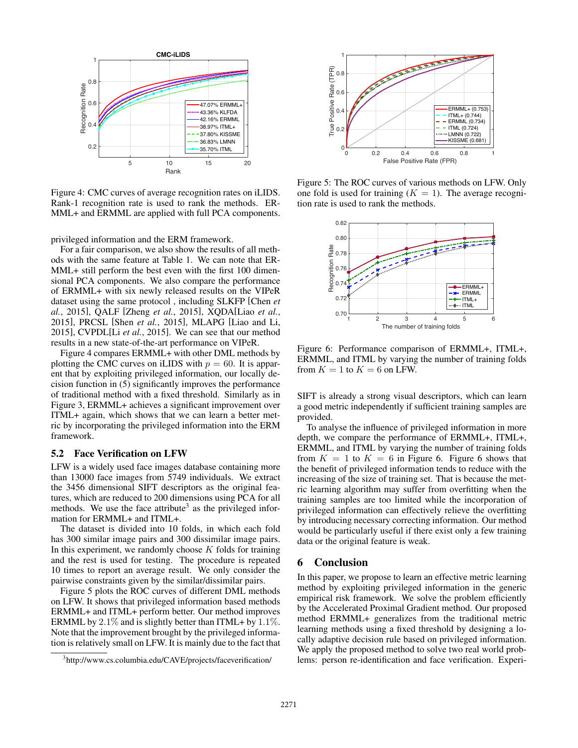Figure 4: CMC curves of average recognition rates on iLIDS. Rank-1 recognition rate is used to rank the methods. ERMML+ and ERMML are applied with full PCA components.

privileged information and the ERM framework.

For a fair comparison, we also show the results of all methods with the same feature at Table 1. We can note that ERMML+ still perform the best even with the first 100 dimensional PCA components. We also compare the performance of ERMML+ with six newly released results on the VIPeR dataset using the same protocol , including SLKFP [Chen *et al.*, 2015], QALF [Zheng *et al.*, 2015], XQDA[Liao *et al.*, 2015], PRCSL [Shen *et al.*, 2015], MLAPG [Liao and Li, 2015], CVPDL[Li *et al.*, 2015]. We can see that our method results in a new state-of-the-art performance on VIPeR.

Figure 4 compares ERMML+ with other DML methods by plotting the CMC curves on iLIDS with $p = 60$. It is apparent that by exploiting privileged information, our locally decision function in (5) significantly improves the performance of traditional method with a fixed threshold. Similarly as in Figure 3, ERMML+ achieves a significant improvement over ITML+ again, which shows that we can learn a better metric by incorporating the privileged information into the ERM framework.

## 5.2 Face Verification on LFW

LFW is a widely used face images database containing more than 13000 face images from 5749 individuals. We extract the 3456 dimensional SIFT descriptors as the original features, which are reduced to 200 dimensions using PCA for all methods. We use the face attribute[3] as the privileged information for ERMML+ and ITML+.

The dataset is divided into 10 folds, in which each fold has 300 similar image pairs and 300 dissimilar image pairs. In this experiment, we randomly choose $K$ folds for training and the rest is used for testing. The procedure is repeated 10 times to report an average result. We only consider the pairwise constraints given by the similar/dissimilar pairs.

Figure 5 plots the ROC curves of different DML methods on LFW. It shows that privileged information based methods ERMML+ and ITML+ perform better. Our method improves ERMML by $2.1\%$ and is slightly better than ITML+ by $1.1\%$. Note that the improvement brought by the privileged information is relatively small on LFW. It is mainly due to the fact that SIFT is already a strong visual descriptors, which can learn a good metric independently if sufficient training samples are provided.

[3] http://www.cs.columbia.edu/CAVE/projects/faceverification/

Figure 5: The ROC curves of various methods on LFW. Only one fold is used for training ($K = 1$). The average recognition rate is used to rank the methods.

Figure 6: Performance comparison of ERMML+, ITML+, ERMML, and ITML by varying the number of training folds from $K = 1$ to $K = 6$ on LFW.

To analyse the influence of privileged information in more depth, we compare the performance of ERMML+, ITML+, ERMML, and ITML by varying the number of training folds from $K = 1$ to $K = 6$ in Figure 6. Figure 6 shows that the benefit of privileged information tends to reduce with the increasing of the size of training set. That is because the metric learning algorithm may suffer from overfitting when the training samples are too limited while the incorporation of privileged information can effectively relieve the overfitting by introducing necessary correcting information. Our method would be particularly useful if there exist only a few training data or the original feature is weak.

# 6 Conclusion

In this paper, we propose to learn an effective metric learning method by exploiting privileged information in the generic empirical risk framework. We solve the problem efficiently by the Accelerated Proximal Gradient method. Our proposed method ERMML+ generalizes from the traditional metric learning methods using a fixed threshold by designing a locally adaptive decision rule based on privileged information. We apply the proposed method to solve two real world problems: person re-identification and face verification. Experi-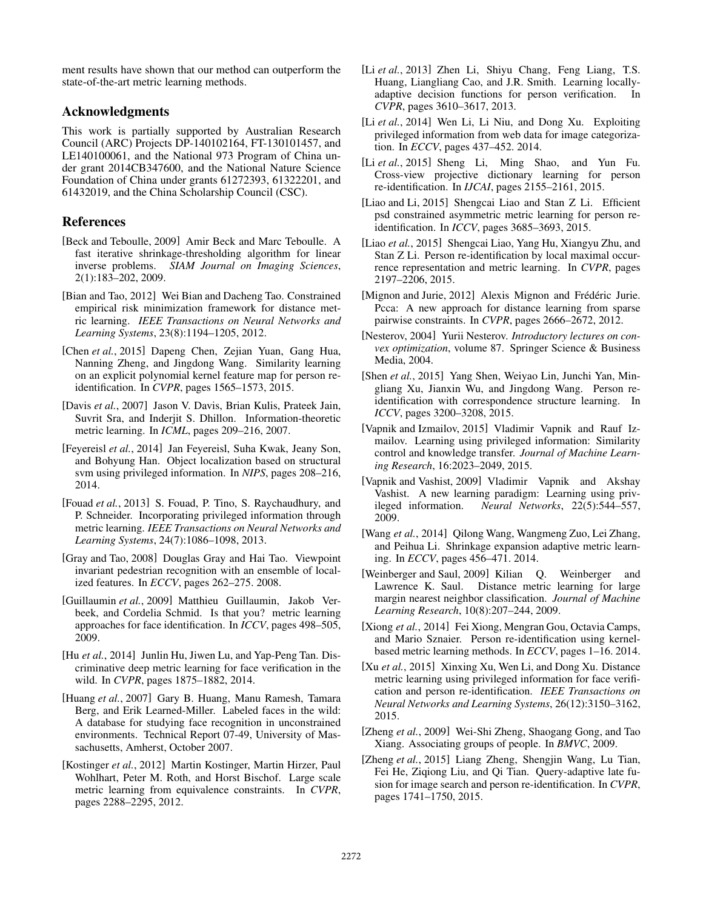ment results have shown that our method can outperform the state-of-the-art metric learning methods.

## Acknowledgments

This work is partially supported by Australian Research Council (ARC) Projects DP-140102164, FT-130101457, and LE140100061, and the National 973 Program of China under grant 2014CB347600, and the National Nature Science Foundation of China under grants 61272393, 61322201, and 61432019, and the China Scholarship Council (CSC).

## References

[Beck and Teboulle, 2009] Amir Beck and Marc Teboulle. A fast iterative shrinkage-thresholding algorithm for linear inverse problems. *SIAM Journal on Imaging Sciences*, 2(1):183–202, 2009.

[Bian and Tao, 2012] Wei Bian and Dacheng Tao. Constrained empirical risk minimization framework for distance metric learning. *IEEE Transactions on Neural Networks and Learning Systems*, 23(8):1194–1205, 2012.

[Chen *et al.*, 2015] Dapeng Chen, Zejian Yuan, Gang Hua, Nanning Zheng, and Jingdong Wang. Similarity learning on an explicit polynomial kernel feature map for person re-identification. In *CVPR*, pages 1565–1573, 2015.

[Davis *et al.*, 2007] Jason V. Davis, Brian Kulis, Prateek Jain, Suvrit Sra, and Inderjit S. Dhillon. Information-theoretic metric learning. In *ICML*, pages 209–216, 2007.

[Feyereisl *et al.*, 2014] Jan Feyereisl, Suha Kwak, Jeany Son, and Bohyung Han. Object localization based on structural svm using privileged information. In *NIPS*, pages 208–216, 2014.

[Fouad *et al.*, 2013] S. Fouad, P. Tino, S. Raychaudhury, and P. Schneider. Incorporating privileged information through metric learning. *IEEE Transactions on Neural Networks and Learning Systems*, 24(7):1086–1098, 2013.

[Gray and Tao, 2008] Douglas Gray and Hai Tao. Viewpoint invariant pedestrian recognition with an ensemble of localized features. In *ECCV*, pages 262–275. 2008.

[Guillaumin *et al.*, 2009] Matthieu Guillaumin, Jakob Verbeek, and Cordelia Schmid. Is that you? metric learning approaches for face identification. In *ICCV*, pages 498–505, 2009.

[Hu *et al.*, 2014] Junlin Hu, Jiwen Lu, and Yap-Peng Tan. Discriminative deep metric learning for face verification in the wild. In *CVPR*, pages 1875–1882, 2014.

[Huang *et al.*, 2007] Gary B. Huang, Manu Ramesh, Tamara Berg, and Erik Learned-Miller. Labeled faces in the wild: A database for studying face recognition in unconstrained environments. Technical Report 07-49, University of Massachusetts, Amherst, October 2007.

[Kostinger *et al.*, 2012] Martin Kostinger, Martin Hirzer, Paul Wohlhart, Peter M. Roth, and Horst Bischof. Large scale metric learning from equivalence constraints. In *CVPR*, pages 2288–2295, 2012.

[Li *et al.*, 2013] Zhen Li, Shiyu Chang, Feng Liang, T.S. Huang, Liangliang Cao, and J.R. Smith. Learning locally-adaptive decision functions for person verification. In *CVPR*, pages 3610–3617, 2013.

[Li *et al.*, 2014] Wen Li, Li Niu, and Dong Xu. Exploiting privileged information from web data for image categorization. In *ECCV*, pages 437–452. 2014.

[Li *et al.*, 2015] Sheng Li, Ming Shao, and Yun Fu. Cross-view projective dictionary learning for person re-identification. In *IJCAI*, pages 2155–2161, 2015.

[Liao and Li, 2015] Shengcai Liao and Stan Z Li. Efficient psd constrained asymmetric metric learning for person re-identification. In *ICCV*, pages 3685–3693, 2015.

[Liao *et al.*, 2015] Shengcai Liao, Yang Hu, Xiangyu Zhu, and Stan Z Li. Person re-identification by local maximal occurrence representation and metric learning. In *CVPR*, pages 2197–2206, 2015.

[Mignon and Jurie, 2012] Alexis Mignon and Frédéric Jurie. Pcca: A new approach for distance learning from sparse pairwise constraints. In *CVPR*, pages 2666–2672, 2012.

[Nesterov, 2004] Yurii Nesterov. *Introductory lectures on convex optimization*, volume 87. Springer Science & Business Media, 2004.

[Shen *et al.*, 2015] Yang Shen, Weiyao Lin, Junchi Yan, Mingliang Xu, Jianxin Wu, and Jingdong Wang. Person re-identification with correspondence structure learning. In *ICCV*, pages 3200–3208, 2015.

[Vapnik and Izmailov, 2015] Vladimir Vapnik and Rauf Izmailov. Learning using privileged information: Similarity control and knowledge transfer. *Journal of Machine Learning Research*, 16:2023–2049, 2015.

[Vapnik and Vashist, 2009] Vladimir Vapnik and Akshay Vashist. A new learning paradigm: Learning using privileged information. *Neural Networks*, 22(5):544–557, 2009.

[Wang *et al.*, 2014] Qilong Wang, Wangmeng Zuo, Lei Zhang, and Peihua Li. Shrinkage expansion adaptive metric learning. In *ECCV*, pages 456–471. 2014.

[Weinberger and Saul, 2009] Kilian Q. Weinberger and Lawrence K. Saul. Distance metric learning for large margin nearest neighbor classification. *Journal of Machine Learning Research*, 10(8):207–244, 2009.

[Xiong *et al.*, 2014] Fei Xiong, Mengran Gou, Octavia Camps, and Mario Sznaier. Person re-identification using kernel-based metric learning methods. In *ECCV*, pages 1–16. 2014.

[Xu *et al.*, 2015] Xinxing Xu, Wen Li, and Dong Xu. Distance metric learning using privileged information for face verification and person re-identification. *IEEE Transactions on Neural Networks and Learning Systems*, 26(12):3150–3162, 2015.

[Zheng *et al.*, 2009] Wei-Shi Zheng, Shaogang Gong, and Tao Xiang. Associating groups of people. In *BMVC*, 2009.

[Zheng *et al.*, 2015] Liang Zheng, Shengjin Wang, Lu Tian, Fei He, Ziqiong Liu, and Qi Tian. Query-adaptive late fusion for image search and person re-identification. In *CVPR*, pages 1741–1750, 2015.